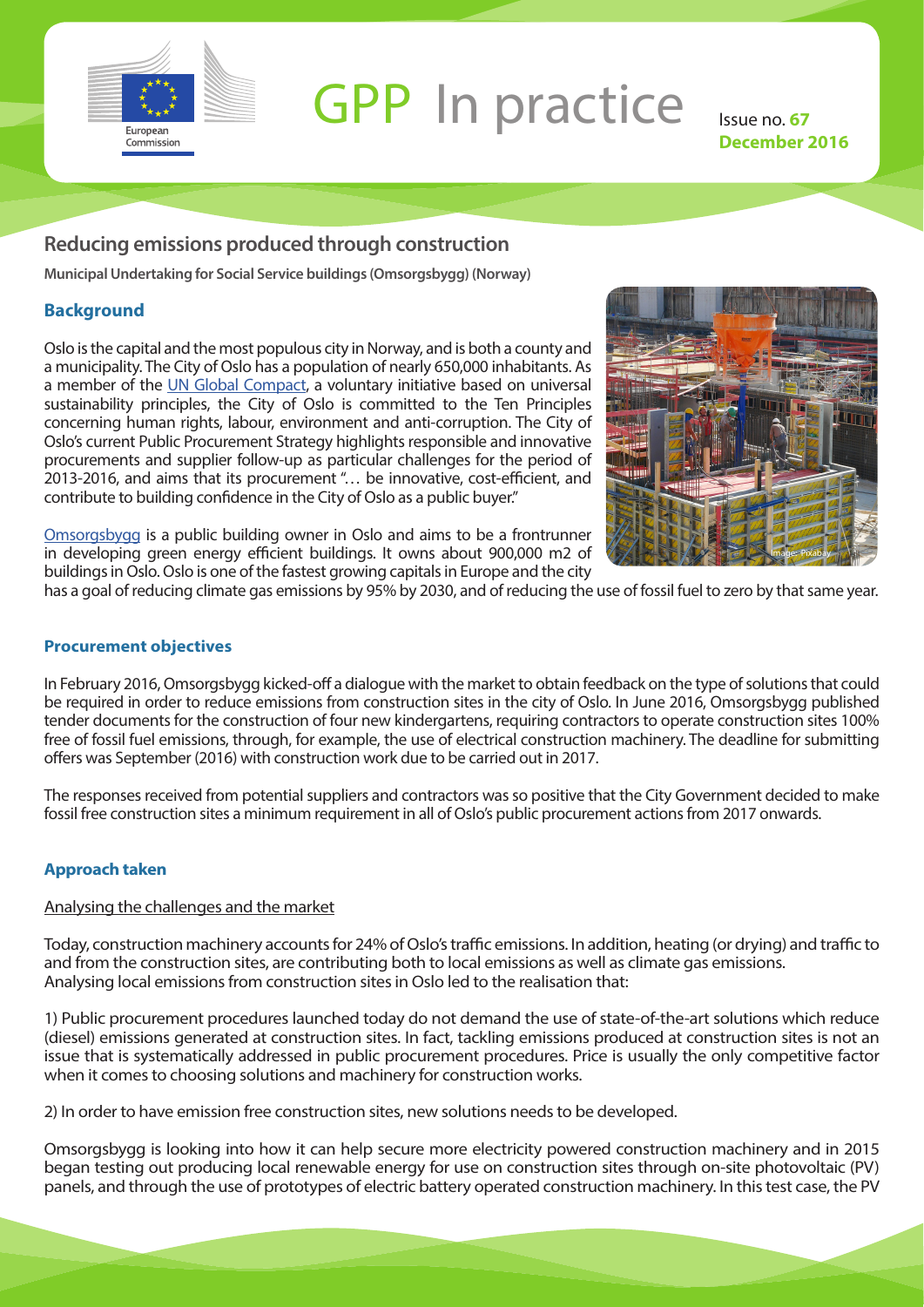# GPP In practice

Issue no. **67**
**December 2016**

## Reducing emissions produced through construction

**Municipal Undertaking for Social Service buildings (Omsorgsbygg) (Norway)**

### Background

Oslo is the capital and the most populous city in Norway, and is both a county and a municipality. The City of Oslo has a population of nearly 650,000 inhabitants. As a member of the UN Global Compact, a voluntary initiative based on universal sustainability principles, the City of Oslo is committed to the Ten Principles concerning human rights, labour, environment and anti-corruption. The City of Oslo's current Public Procurement Strategy highlights responsible and innovative procurements and supplier follow-up as particular challenges for the period of 2013-2016, and aims that its procurement "… be innovative, cost-efficient, and contribute to building confidence in the City of Oslo as a public buyer."

Omsorgsbygg is a public building owner in Oslo and aims to be a frontrunner in developing green energy efficient buildings. It owns about 900,000 m2 of buildings in Oslo. Oslo is one of the fastest growing capitals in Europe and the city has a goal of reducing climate gas emissions by 95% by 2030, and of reducing the use of fossil fuel to zero by that same year.

Image: Pixabay

### Procurement objectives

In February 2016, Omsorgsbygg kicked-off a dialogue with the market to obtain feedback on the type of solutions that could be required in order to reduce emissions from construction sites in the city of Oslo. In June 2016, Omsorgsbygg published tender documents for the construction of four new kindergartens, requiring contractors to operate construction sites 100% free of fossil fuel emissions, through, for example, the use of electrical construction machinery. The deadline for submitting offers was September (2016) with construction work due to be carried out in 2017.

The responses received from potential suppliers and contractors was so positive that the City Government decided to make fossil free construction sites a minimum requirement in all of Oslo's public procurement actions from 2017 onwards.

### Approach taken

Analysing the challenges and the market

Today, construction machinery accounts for 24% of Oslo's traffic emissions. In addition, heating (or drying) and traffic to and from the construction sites, are contributing both to local emissions as well as climate gas emissions. Analysing local emissions from construction sites in Oslo led to the realisation that:

1) Public procurement procedures launched today do not demand the use of state-of-the-art solutions which reduce (diesel) emissions generated at construction sites. In fact, tackling emissions produced at construction sites is not an issue that is systematically addressed in public procurement procedures. Price is usually the only competitive factor when it comes to choosing solutions and machinery for construction works.

2) In order to have emission free construction sites, new solutions needs to be developed.

Omsorgsbygg is looking into how it can help secure more electricity powered construction machinery and in 2015 began testing out producing local renewable energy for use on construction sites through on-site photovoltaic (PV) panels, and through the use of prototypes of electric battery operated construction machinery. In this test case, the PV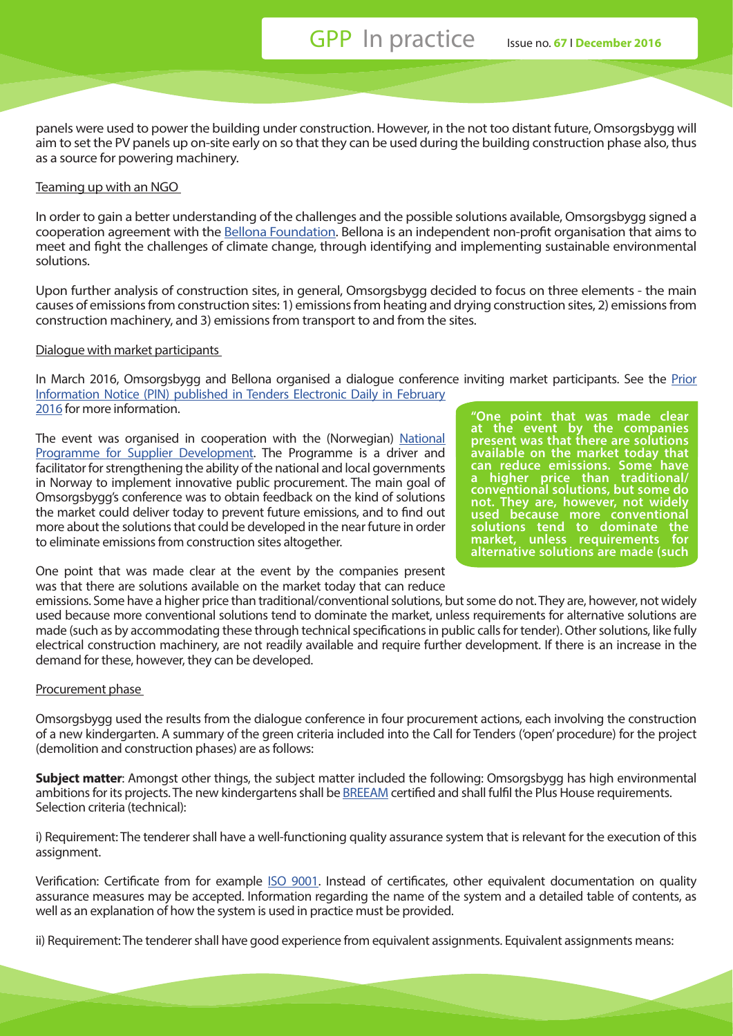panels were used to power the building under construction. However, in the not too distant future, Omsorgsbygg will aim to set the PV panels up on-site early on so that they can be used during the building construction phase also, thus as a source for powering machinery.

Teaming up with an NGO

In order to gain a better understanding of the challenges and the possible solutions available, Omsorgsbygg signed a cooperation agreement with the Bellona Foundation. Bellona is an independent non-profit organisation that aims to meet and fight the challenges of climate change, through identifying and implementing sustainable environmental solutions.

Upon further analysis of construction sites, in general, Omsorgsbygg decided to focus on three elements - the main causes of emissions from construction sites: 1) emissions from heating and drying construction sites, 2) emissions from construction machinery, and 3) emissions from transport to and from the sites.

Dialogue with market participants

In March 2016, Omsorgsbygg and Bellona organised a dialogue conference inviting market participants. See the Prior Information Notice (PIN) published in Tenders Electronic Daily in February 2016 for more information.

The event was organised in cooperation with the (Norwegian) National Programme for Supplier Development. The Programme is a driver and facilitator for strengthening the ability of the national and local governments in Norway to implement innovative public procurement. The main goal of Omsorgsbygg's conference was to obtain feedback on the kind of solutions the market could deliver today to prevent future emissions, and to find out more about the solutions that could be developed in the near future in order to eliminate emissions from construction sites altogether.

**"One point that was made clear at the event by the companies present was that there are solutions available on the market today that can reduce emissions. Some have a higher price than traditional/conventional solutions, but some do not. They are, however, not widely used because more conventional solutions tend to dominate the market, unless requirements for alternative solutions are made (such**

One point that was made clear at the event by the companies present was that there are solutions available on the market today that can reduce emissions. Some have a higher price than traditional/conventional solutions, but some do not. They are, however, not widely used because more conventional solutions tend to dominate the market, unless requirements for alternative solutions are made (such as by accommodating these through technical specifications in public calls for tender). Other solutions, like fully electrical construction machinery, are not readily available and require further development. If there is an increase in the demand for these, however, they can be developed.

Procurement phase

Omsorgsbygg used the results from the dialogue conference in four procurement actions, each involving the construction of a new kindergarten. A summary of the green criteria included into the Call for Tenders ('open' procedure) for the project (demolition and construction phases) are as follows:

**Subject matter**: Amongst other things, the subject matter included the following: Omsorgsbygg has high environmental ambitions for its projects. The new kindergartens shall be BREEAM certified and shall fulfil the Plus House requirements. Selection criteria (technical):

i) Requirement: The tenderer shall have a well-functioning quality assurance system that is relevant for the execution of this assignment.

Verification: Certificate from for example ISO 9001. Instead of certificates, other equivalent documentation on quality assurance measures may be accepted. Information regarding the name of the system and a detailed table of contents, as well as an explanation of how the system is used in practice must be provided.

ii) Requirement: The tenderer shall have good experience from equivalent assignments. Equivalent assignments means: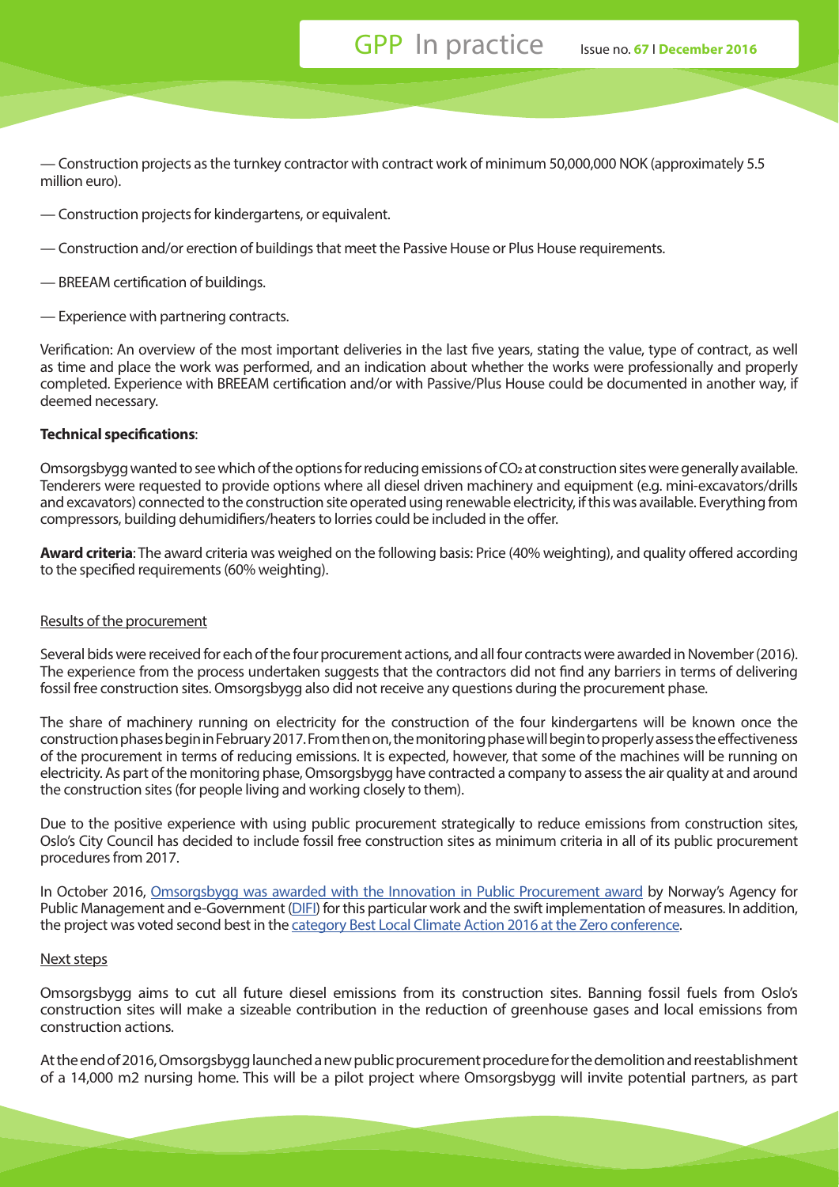— Construction projects as the turnkey contractor with contract work of minimum 50,000,000 NOK (approximately 5.5 million euro).

— Construction projects for kindergartens, or equivalent.

— Construction and/or erection of buildings that meet the Passive House or Plus House requirements.

— BREEAM certification of buildings.

— Experience with partnering contracts.

Verification: An overview of the most important deliveries in the last five years, stating the value, type of contract, as well as time and place the work was performed, and an indication about whether the works were professionally and properly completed. Experience with BREEAM certification and/or with Passive/Plus House could be documented in another way, if deemed necessary.

**Technical specifications**:

Omsorgsbygg wanted to see which of the options for reducing emissions of $CO_2$ at construction sites were generally available. Tenderers were requested to provide options where all diesel driven machinery and equipment (e.g. mini-excavators/drills and excavators) connected to the construction site operated using renewable electricity, if this was available. Everything from compressors, building dehumidifiers/heaters to lorries could be included in the offer.

**Award criteria**: The award criteria was weighed on the following basis: Price (40% weighting), and quality offered according to the specified requirements (60% weighting).

Results of the procurement

Several bids were received for each of the four procurement actions, and all four contracts were awarded in November (2016). The experience from the process undertaken suggests that the contractors did not find any barriers in terms of delivering fossil free construction sites. Omsorgsbygg also did not receive any questions during the procurement phase.

The share of machinery running on electricity for the construction of the four kindergartens will be known once the construction phases begin in February 2017. From then on, the monitoring phase will begin to properly assess the effectiveness of the procurement in terms of reducing emissions. It is expected, however, that some of the machines will be running on electricity. As part of the monitoring phase, Omsorgsbygg have contracted a company to assess the air quality at and around the construction sites (for people living and working closely to them).

Due to the positive experience with using public procurement strategically to reduce emissions from construction sites, Oslo's City Council has decided to include fossil free construction sites as minimum criteria in all of its public procurement procedures from 2017.

In October 2016, Omsorgsbygg was awarded with the Innovation in Public Procurement award by Norway's Agency for Public Management and e-Government (DIFI) for this particular work and the swift implementation of measures. In addition, the project was voted second best in the category Best Local Climate Action 2016 at the Zero conference.

Next steps

Omsorgsbygg aims to cut all future diesel emissions from its construction sites. Banning fossil fuels from Oslo's construction sites will make a sizeable contribution in the reduction of greenhouse gases and local emissions from construction actions.

At the end of 2016, Omsorgsbygg launched a new public procurement procedure for the demolition and reestablishment of a 14,000 m2 nursing home. This will be a pilot project where Omsorgsbygg will invite potential partners, as part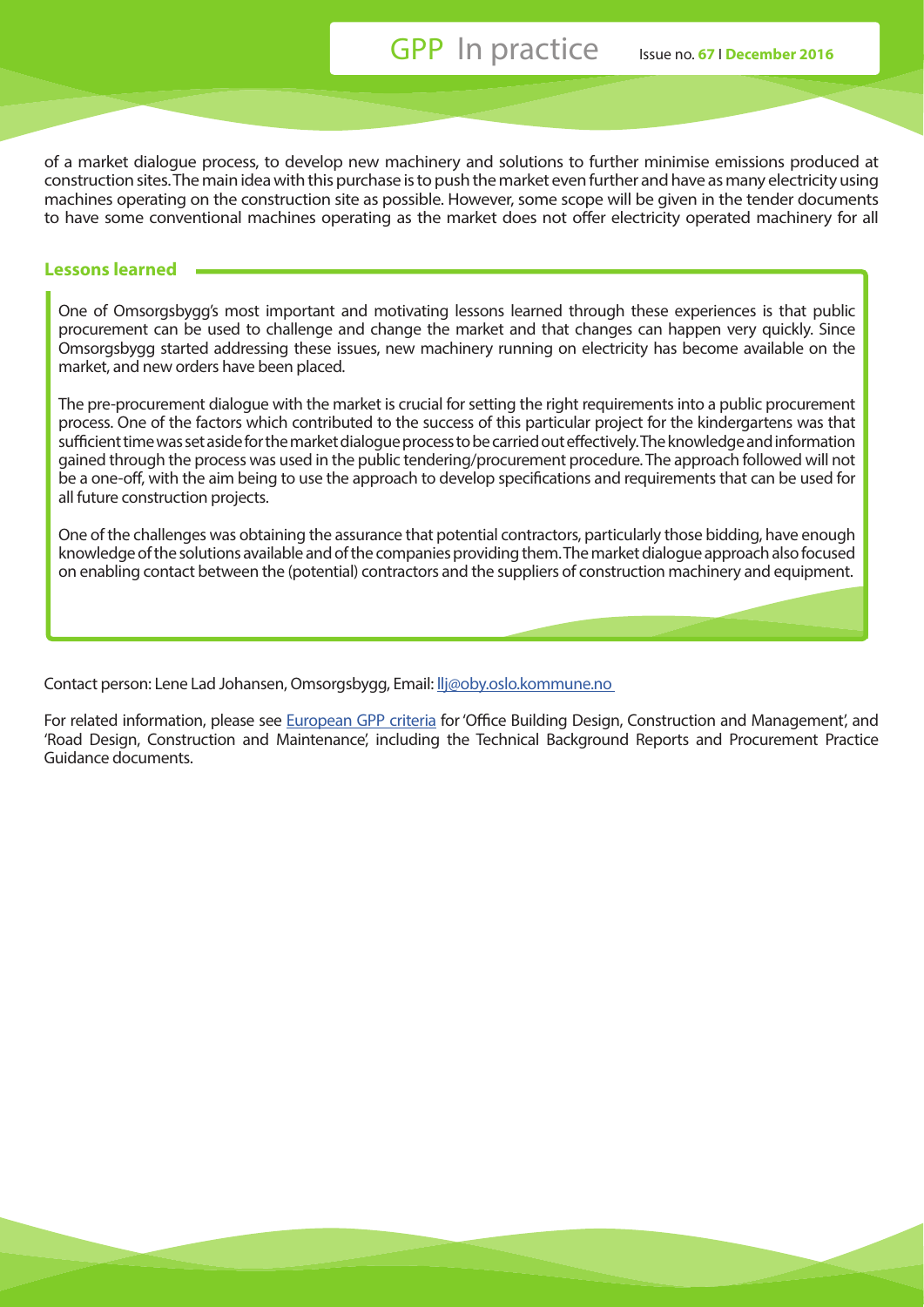of a market dialogue process, to develop new machinery and solutions to further minimise emissions produced at construction sites. The main idea with this purchase is to push the market even further and have as many electricity using machines operating on the construction site as possible. However, some scope will be given in the tender documents to have some conventional machines operating as the market does not offer electricity operated machinery for all

## Lessons learned

One of Omsorgsbygg's most important and motivating lessons learned through these experiences is that public procurement can be used to challenge and change the market and that changes can happen very quickly. Since Omsorgsbygg started addressing these issues, new machinery running on electricity has become available on the market, and new orders have been placed.

The pre-procurement dialogue with the market is crucial for setting the right requirements into a public procurement process. One of the factors which contributed to the success of this particular project for the kindergartens was that sufficient time was set aside for the market dialogue process to be carried out effectively. The knowledge and information gained through the process was used in the public tendering/procurement procedure. The approach followed will not be a one-off, with the aim being to use the approach to develop specifications and requirements that can be used for all future construction projects.

One of the challenges was obtaining the assurance that potential contractors, particularly those bidding, have enough knowledge of the solutions available and of the companies providing them. The market dialogue approach also focused on enabling contact between the (potential) contractors and the suppliers of construction machinery and equipment.

Contact person: Lene Lad Johansen, Omsorgsbygg, Email: [llj@oby.oslo.kommune.no](mailto:llj@oby.oslo.kommune.no)

For related information, please see European GPP criteria for 'Office Building Design, Construction and Management', and 'Road Design, Construction and Maintenance', including the Technical Background Reports and Procurement Practice Guidance documents.